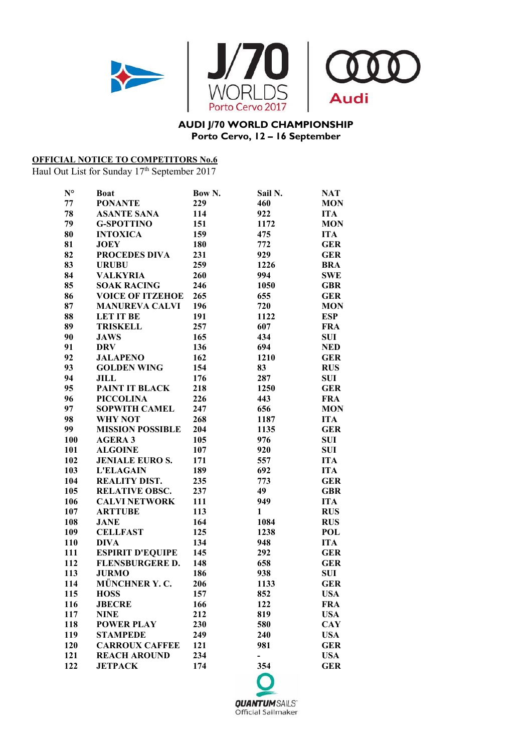**AUDI J/70 WORLD CHAMPIONSHIP**
**Porto Cervo, 12 – 16 September**

**OFFICIAL NOTICE TO COMPETITORS No.6**

Haul Out List for Sunday 17th September 2017

| N° | Boat | Bow N. | Sail N. | NAT |
|---|---|---|---|---|
| 77 | PONANTE | 229 | 460 | MON |
| 78 | ASANTE SANA | 114 | 922 | ITA |
| 79 | G-SPOTTINO | 151 | 1172 | MON |
| 80 | INTOXICA | 159 | 475 | ITA |
| 81 | JOEY | 180 | 772 | GER |
| 82 | PROCEDES DIVA | 231 | 929 | GER |
| 83 | URUBU | 259 | 1226 | BRA |
| 84 | VALKYRIA | 260 | 994 | SWE |
| 85 | SOAK RACING | 246 | 1050 | GBR |
| 86 | VOICE OF ITZEHOE | 265 | 655 | GER |
| 87 | MANUREVA CALVI | 196 | 720 | MON |
| 88 | LET IT BE | 191 | 1122 | ESP |
| 89 | TRISKELL | 257 | 607 | FRA |
| 90 | JAWS | 165 | 434 | SUI |
| 91 | DRV | 136 | 694 | NED |
| 92 | JALAPENO | 162 | 1210 | GER |
| 93 | GOLDEN WING | 154 | 83 | RUS |
| 94 | JILL | 176 | 287 | SUI |
| 95 | PAINT IT BLACK | 218 | 1250 | GER |
| 96 | PICCOLINA | 226 | 443 | FRA |
| 97 | SOPWITH CAMEL | 247 | 656 | MON |
| 98 | WHY NOT | 268 | 1187 | ITA |
| 99 | MISSION POSSIBLE | 204 | 1135 | GER |
| 100 | AGERA 3 | 105 | 976 | SUI |
| 101 | ALGOINE | 107 | 920 | SUI |
| 102 | JENIALE EURO S. | 171 | 557 | ITA |
| 103 | L'ELAGAIN | 189 | 692 | ITA |
| 104 | REALITY DIST. | 235 | 773 | GER |
| 105 | RELATIVE OBSC. | 237 | 49 | GBR |
| 106 | CALVI NETWORK | 111 | 949 | ITA |
| 107 | ARTTUBE | 113 | 1 | RUS |
| 108 | JANE | 164 | 1084 | RUS |
| 109 | CELLFAST | 125 | 1238 | POL |
| 110 | DIVA | 134 | 948 | ITA |
| 111 | ESPIRIT D'EQUIPE | 145 | 292 | GER |
| 112 | FLENSBURGERE D. | 148 | 658 | GER |
| 113 | JURMO | 186 | 938 | SUI |
| 114 | MŰNCHNER Y. C. | 206 | 1133 | GER |
| 115 | HOSS | 157 | 852 | USA |
| 116 | JBECRE | 166 | 122 | FRA |
| 117 | NINE | 212 | 819 | USA |
| 118 | POWER PLAY | 230 | 580 | CAY |
| 119 | STAMPEDE | 249 | 240 | USA |
| 120 | CARROUX CAFFEE | 121 | 981 | GER |
| 121 | REACH AROUND | 234 | - | USA |
| 122 | JETPACK | 174 | 354 | GER |

QUANTUM SAILS
Official Sailmaker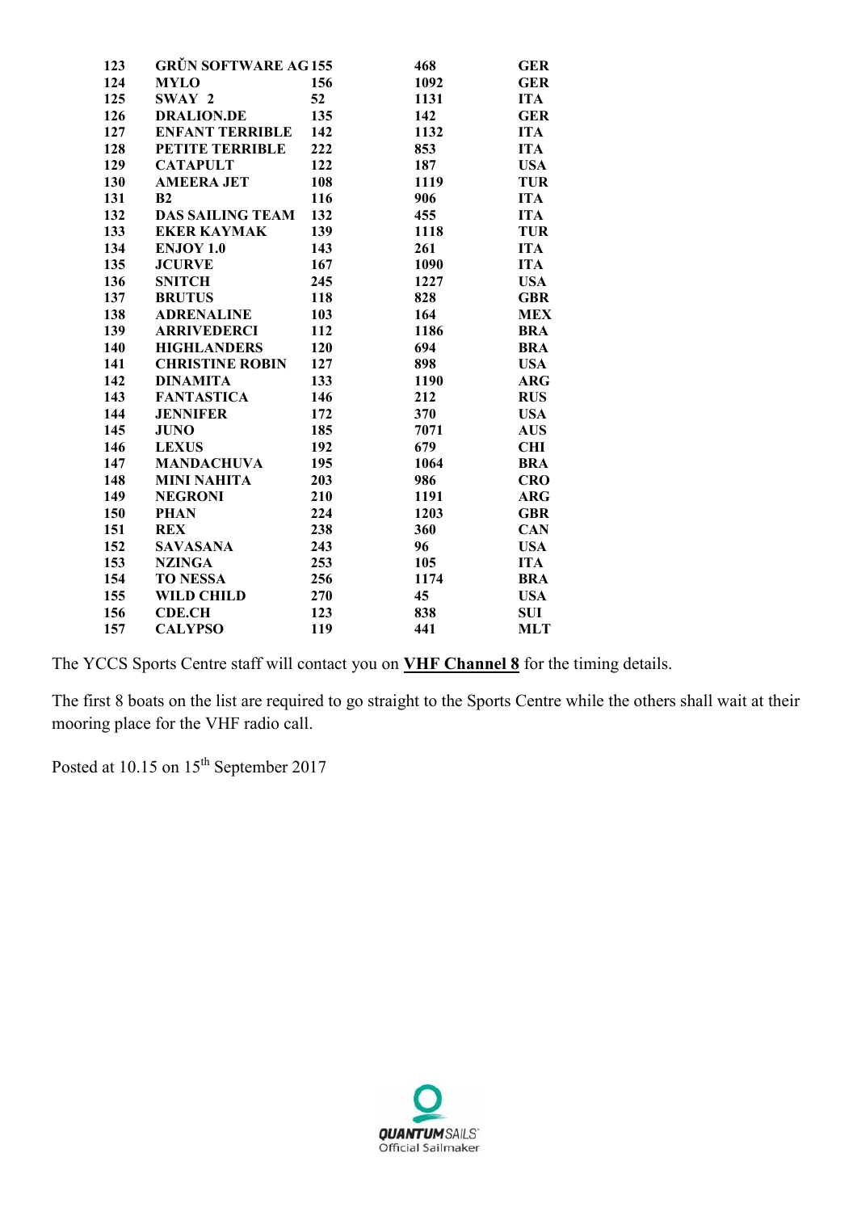| | | | | |
|---|---|---|---|---|
| **123** | **GRŬN SOFTWARE AG** | **155** | **468** | **GER** |
| **124** | **MYLO** | **156** | **1092** | **GER** |
| **125** | **SWAY 2** | **52** | **1131** | **ITA** |
| **126** | **DRALION.DE** | **135** | **142** | **GER** |
| **127** | **ENFANT TERRIBLE** | **142** | **1132** | **ITA** |
| **128** | **PETITE TERRIBLE** | **222** | **853** | **ITA** |
| **129** | **CATAPULT** | **122** | **187** | **USA** |
| **130** | **AMEERA JET** | **108** | **1119** | **TUR** |
| **131** | **B2** | **116** | **906** | **ITA** |
| **132** | **DAS SAILING TEAM** | **132** | **455** | **ITA** |
| **133** | **EKER KAYMAK** | **139** | **1118** | **TUR** |
| **134** | **ENJOY 1.0** | **143** | **261** | **ITA** |
| **135** | **JCURVE** | **167** | **1090** | **ITA** |
| **136** | **SNITCH** | **245** | **1227** | **USA** |
| **137** | **BRUTUS** | **118** | **828** | **GBR** |
| **138** | **ADRENALINE** | **103** | **164** | **MEX** |
| **139** | **ARRIVEDERCI** | **112** | **1186** | **BRA** |
| **140** | **HIGHLANDERS** | **120** | **694** | **BRA** |
| **141** | **CHRISTINE ROBIN** | **127** | **898** | **USA** |
| **142** | **DINAMITA** | **133** | **1190** | **ARG** |
| **143** | **FANTASTICA** | **146** | **212** | **RUS** |
| **144** | **JENNIFER** | **172** | **370** | **USA** |
| **145** | **JUNO** | **185** | **7071** | **AUS** |
| **146** | **LEXUS** | **192** | **679** | **CHI** |
| **147** | **MANDACHUVA** | **195** | **1064** | **BRA** |
| **148** | **MINI NAHITA** | **203** | **986** | **CRO** |
| **149** | **NEGRONI** | **210** | **1191** | **ARG** |
| **150** | **PHAN** | **224** | **1203** | **GBR** |
| **151** | **REX** | **238** | **360** | **CAN** |
| **152** | **SAVASANA** | **243** | **96** | **USA** |
| **153** | **NZINGA** | **253** | **105** | **ITA** |
| **154** | **TO NESSA** | **256** | **1174** | **BRA** |
| **155** | **WILD CHILD** | **270** | **45** | **USA** |
| **156** | **CDE.CH** | **123** | **838** | **SUI** |
| **157** | **CALYPSO** | **119** | **441** | **MLT** |

The YCCS Sports Centre staff will contact you on **VHF Channel 8** for the timing details.

The first 8 boats on the list are required to go straight to the Sports Centre while the others shall wait at their mooring place for the VHF radio call.

Posted at 10.15 on 15th September 2017

QUANTUMSAILS Official Sailmaker